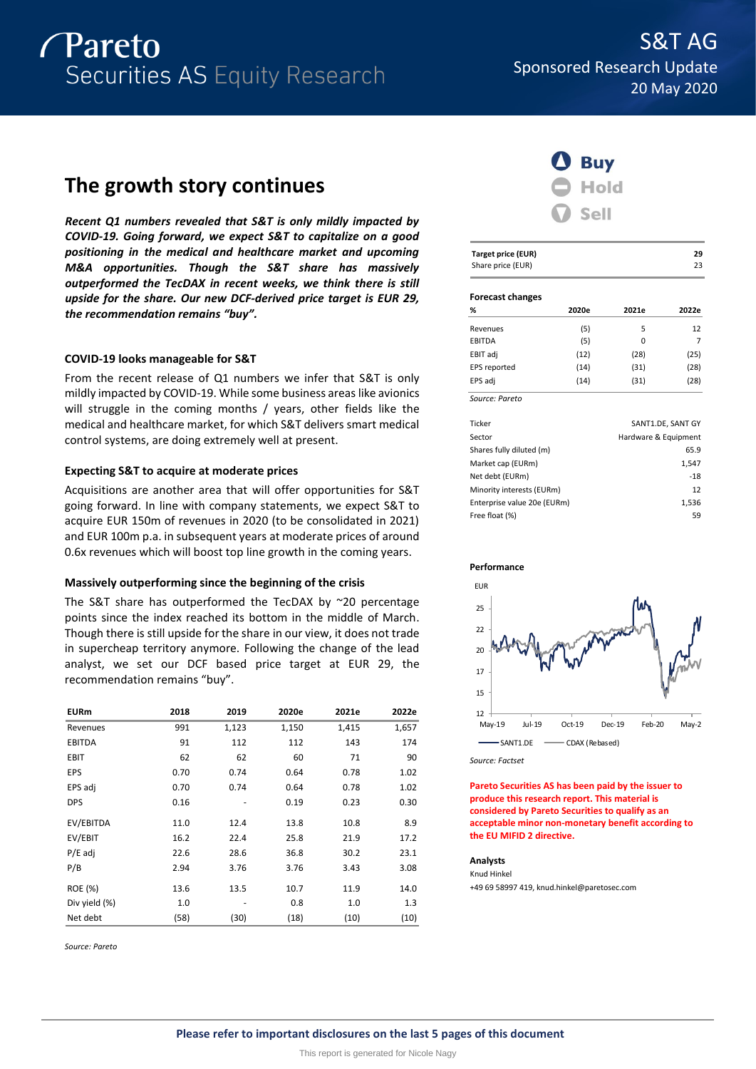Pareto Securities AS Equity Research

# S&T AG

Sponsored Research Update

20 May 2020

## The growth story continues

***Recent Q1 numbers revealed that S&T is only mildly impacted by COVID-19. Going forward, we expect S&T to capitalize on a good positioning in the medical and healthcare market and upcoming M&A opportunities. Though the S&T share has massively outperformed the TecDAX in recent weeks, we think there is still upside for the share. Our new DCF-derived price target is EUR 29, the recommendation remains "buy".***

### COVID-19 looks manageable for S&T

From the recent release of Q1 numbers we infer that S&T is only mildly impacted by COVID-19. While some business areas like avionics will struggle in the coming months / years, other fields like the medical and healthcare market, for which S&T delivers smart medical control systems, are doing extremely well at present.

### Expecting S&T to acquire at moderate prices

Acquisitions are another area that will offer opportunities for S&T going forward. In line with company statements, we expect S&T to acquire EUR 150m of revenues in 2020 (to be consolidated in 2021) and EUR 100m p.a. in subsequent years at moderate prices of around 0.6x revenues which will boost top line growth in the coming years.

### Massively outperforming since the beginning of the crisis

The S&T share has outperformed the TecDAX by ~20 percentage points since the index reached its bottom in the middle of March. Though there is still upside for the share in our view, it does not trade in supercheap territory anymore. Following the change of the lead analyst, we set our DCF based price target at EUR 29, the recommendation remains "buy".

| EURm | 2018 | 2019 | 2020e | 2021e | 2022e |
|---|---|---|---|---|---|
| Revenues | 991 | 1,123 | 1,150 | 1,415 | 1,657 |
| EBITDA | 91 | 112 | 112 | 143 | 174 |
| EBIT | 62 | 62 | 60 | 71 | 90 |
| EPS | 0.70 | 0.74 | 0.64 | 0.78 | 1.02 |
| EPS adj | 0.70 | 0.74 | 0.64 | 0.78 | 1.02 |
| DPS | 0.16 | - | 0.19 | 0.23 | 0.30 |
| EV/EBITDA | 11.0 | 12.4 | 13.8 | 10.8 | 8.9 |
| EV/EBIT | 16.2 | 22.4 | 25.8 | 21.9 | 17.2 |
| P/E adj | 22.6 | 28.6 | 36.8 | 30.2 | 23.1 |
| P/B | 2.94 | 3.76 | 3.76 | 3.43 | 3.08 |
| ROE (%) | 13.6 | 13.5 | 10.7 | 11.9 | 14.0 |
| Div yield (%) | 1.0 | - | 0.8 | 1.0 | 1.3 |
| Net debt | (58) | (30) | (18) | (10) | (10) |

*Source: Pareto*

**Buy** / Hold / Sell

| Target price (EUR) | 29 |
|---|---|
| Share price (EUR) | 23 |

**Forecast changes**

| % | 2020e | 2021e | 2022e |
|---|---|---|---|
| Revenues | (5) | 5 | 12 |
| EBITDA | (5) | 0 | 7 |
| EBIT adj | (12) | (28) | (25) |
| EPS reported | (14) | (31) | (28) |
| EPS adj | (14) | (31) | (28) |

*Source: Pareto*

| | |
|---|---|
| Ticker | SANT1.DE, SANT GY |
| Sector | Hardware & Equipment |
| Shares fully diluted (m) | 65.9 |
| Market cap (EURm) | 1,547 |
| Net debt (EURm) | -18 |
| Minority interests (EURm) | 12 |
| Enterprise value 20e (EURm) | 1,536 |
| Free float (%) | 59 |

**Performance**

*Source: Factset*

**Pareto Securities AS has been paid by the issuer to produce this research report. This material is considered by Pareto Securities to qualify as an acceptable minor non-monetary benefit according to the EU MIFID 2 directive.**

**Analysts**

Knud Hinkel

+49 69 58997 419, knud.hinkel@paretosec.com

**Please refer to important disclosures on the last 5 pages of this document**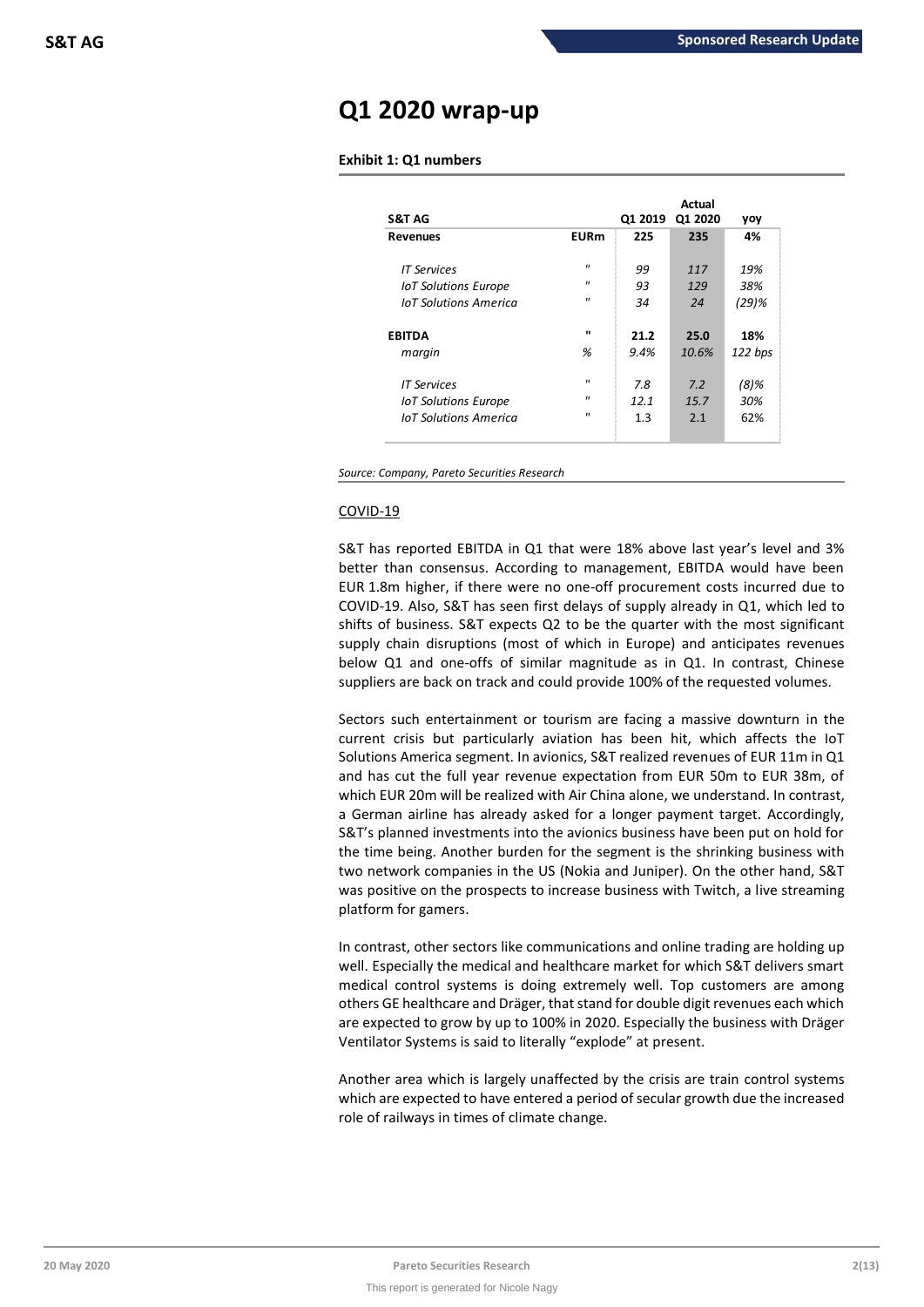# Q1 2020 wrap-up

**Exhibit 1: Q1 numbers**

| S&T AG | | Q1 2019 | Actual Q1 2020 | yoy |
|---|---|---|---|---|
| **Revenues** | **EURm** | **225** | **235** | **4%** |
| *IT Services* | " | *99* | *117* | *19%* |
| *IoT Solutions Europe* | " | *93* | *129* | *38%* |
| *IoT Solutions America* | " | *34* | *24* | *(29)%* |
| **EBITDA** | " | **21.2** | **25.0** | **18%** |
| *margin* | *%* | *9.4%* | *10.6%* | *122 bps* |
| *IT Services* | " | *7.8* | *7.2* | *(8)%* |
| *IoT Solutions Europe* | " | *12.1* | *15.7* | *30%* |
| *IoT Solutions America* | " | 1.3 | 2.1 | 62% |

*Source: Company, Pareto Securities Research*

COVID-19

S&T has reported EBITDA in Q1 that were 18% above last year's level and 3% better than consensus. According to management, EBITDA would have been EUR 1.8m higher, if there were no one-off procurement costs incurred due to COVID-19. Also, S&T has seen first delays of supply already in Q1, which led to shifts of business. S&T expects Q2 to be the quarter with the most significant supply chain disruptions (most of which in Europe) and anticipates revenues below Q1 and one-offs of similar magnitude as in Q1. In contrast, Chinese suppliers are back on track and could provide 100% of the requested volumes.

Sectors such entertainment or tourism are facing a massive downturn in the current crisis but particularly aviation has been hit, which affects the IoT Solutions America segment. In avionics, S&T realized revenues of EUR 11m in Q1 and has cut the full year revenue expectation from EUR 50m to EUR 38m, of which EUR 20m will be realized with Air China alone, we understand. In contrast, a German airline has already asked for a longer payment target. Accordingly, S&T's planned investments into the avionics business have been put on hold for the time being. Another burden for the segment is the shrinking business with two network companies in the US (Nokia and Juniper). On the other hand, S&T was positive on the prospects to increase business with Twitch, a live streaming platform for gamers.

In contrast, other sectors like communications and online trading are holding up well. Especially the medical and healthcare market for which S&T delivers smart medical control systems is doing extremely well. Top customers are among others GE healthcare and Dräger, that stand for double digit revenues each which are expected to grow by up to 100% in 2020. Especially the business with Dräger Ventilator Systems is said to literally "explode" at present.

Another area which is largely unaffected by the crisis are train control systems which are expected to have entered a period of secular growth due the increased role of railways in times of climate change.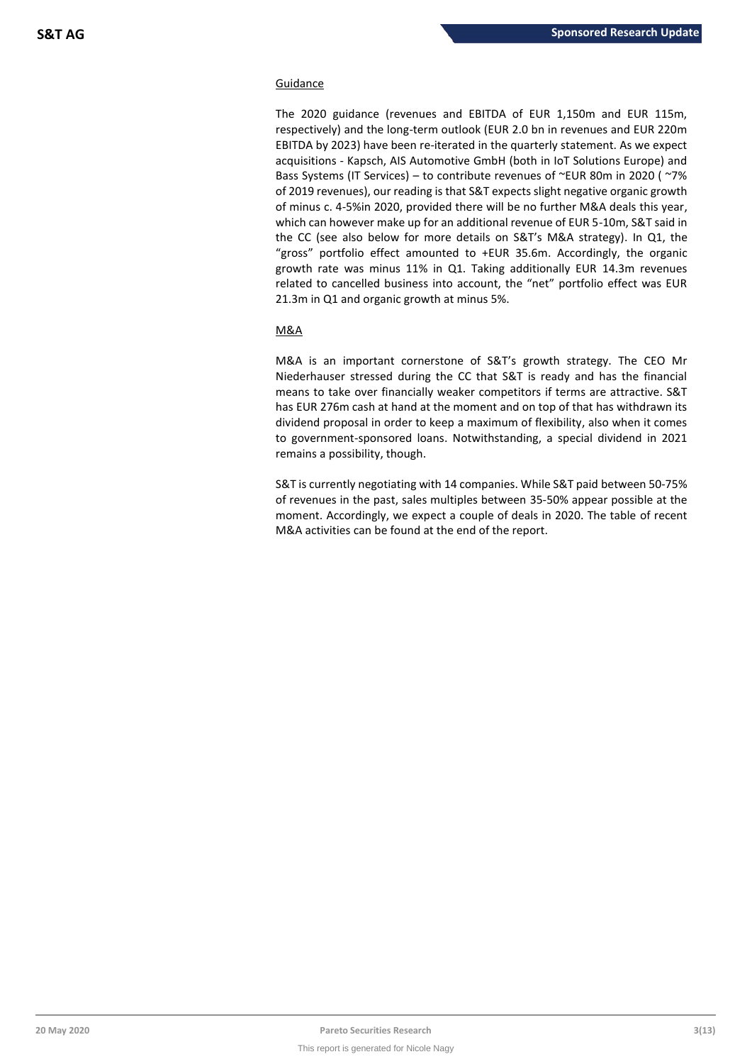## Guidance

The 2020 guidance (revenues and EBITDA of EUR 1,150m and EUR 115m, respectively) and the long-term outlook (EUR 2.0 bn in revenues and EUR 220m EBITDA by 2023) have been re-iterated in the quarterly statement. As we expect acquisitions - Kapsch, AIS Automotive GmbH (both in IoT Solutions Europe) and Bass Systems (IT Services) – to contribute revenues of ~EUR 80m in 2020 ( ~7% of 2019 revenues), our reading is that S&T expects slight negative organic growth of minus c. 4-5%in 2020, provided there will be no further M&A deals this year, which can however make up for an additional revenue of EUR 5-10m, S&T said in the CC (see also below for more details on S&T's M&A strategy). In Q1, the "gross" portfolio effect amounted to +EUR 35.6m. Accordingly, the organic growth rate was minus 11% in Q1. Taking additionally EUR 14.3m revenues related to cancelled business into account, the "net" portfolio effect was EUR 21.3m in Q1 and organic growth at minus 5%.

## M&A

M&A is an important cornerstone of S&T's growth strategy. The CEO Mr Niederhauser stressed during the CC that S&T is ready and has the financial means to take over financially weaker competitors if terms are attractive. S&T has EUR 276m cash at hand at the moment and on top of that has withdrawn its dividend proposal in order to keep a maximum of flexibility, also when it comes to government-sponsored loans. Notwithstanding, a special dividend in 2021 remains a possibility, though.

S&T is currently negotiating with 14 companies. While S&T paid between 50-75% of revenues in the past, sales multiples between 35-50% appear possible at the moment. Accordingly, we expect a couple of deals in 2020. The table of recent M&A activities can be found at the end of the report.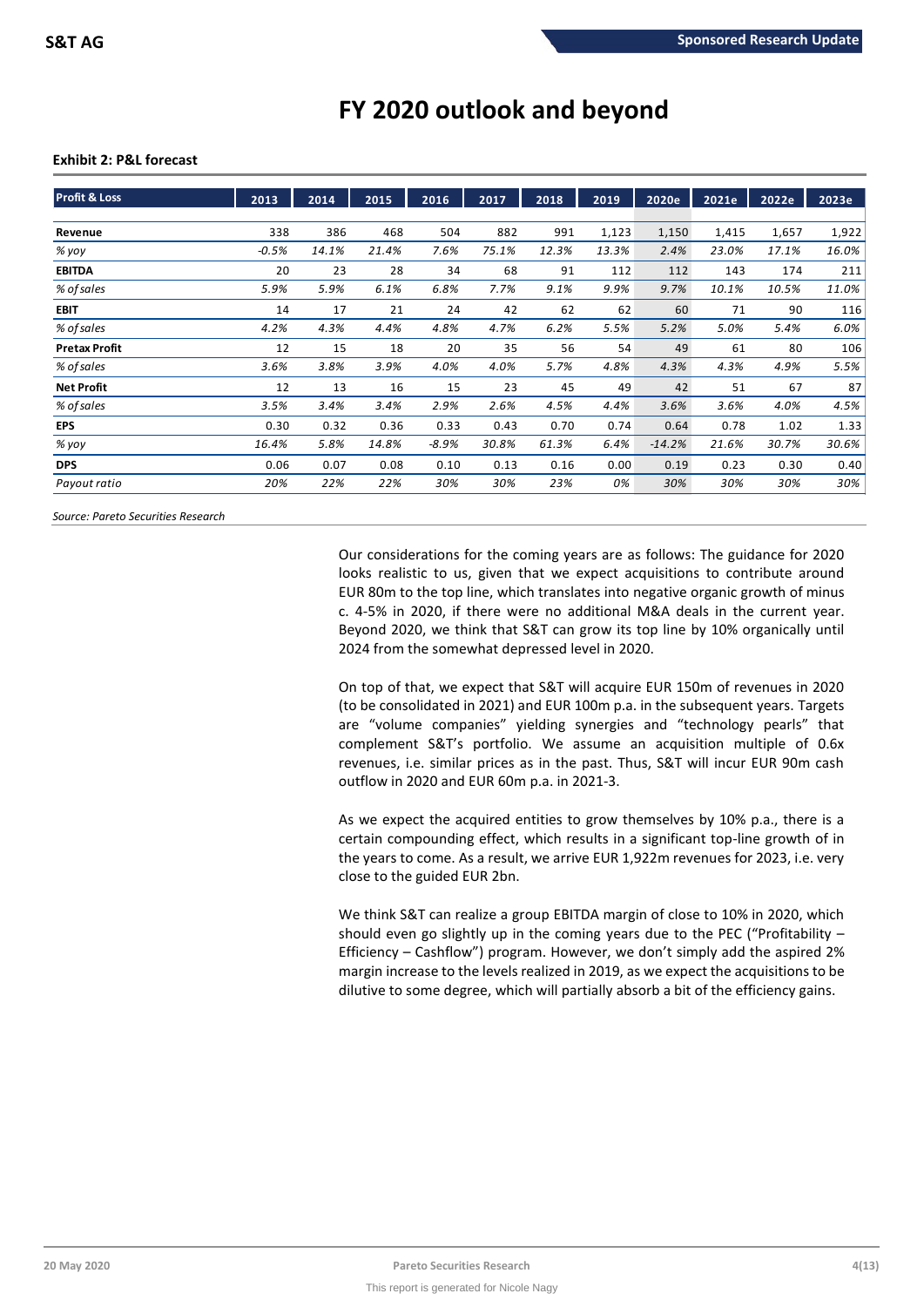# FY 2020 outlook and beyond

**Exhibit 2: P&L forecast**

| Profit & Loss | 2013 | 2014 | 2015 | 2016 | 2017 | 2018 | 2019 | 2020e | 2021e | 2022e | 2023e |
|---|---|---|---|---|---|---|---|---|---|---|---|
| **Revenue** | 338 | 386 | 468 | 504 | 882 | 991 | 1,123 | 1,150 | 1,415 | 1,657 | 1,922 |
| *% yoy* | *-0.5%* | *14.1%* | *21.4%* | *7.6%* | *75.1%* | *12.3%* | *13.3%* | *2.4%* | *23.0%* | *17.1%* | *16.0%* |
| **EBITDA** | 20 | 23 | 28 | 34 | 68 | 91 | 112 | 112 | 143 | 174 | 211 |
| *% of sales* | *5.9%* | *5.9%* | *6.1%* | *6.8%* | *7.7%* | *9.1%* | *9.9%* | *9.7%* | *10.1%* | *10.5%* | *11.0%* |
| **EBIT** | 14 | 17 | 21 | 24 | 42 | 62 | 62 | 60 | 71 | 90 | 116 |
| *% of sales* | *4.2%* | *4.3%* | *4.4%* | *4.8%* | *4.7%* | *6.2%* | *5.5%* | *5.2%* | *5.0%* | *5.4%* | *6.0%* |
| **Pretax Profit** | 12 | 15 | 18 | 20 | 35 | 56 | 54 | 49 | 61 | 80 | 106 |
| *% of sales* | *3.6%* | *3.8%* | *3.9%* | *4.0%* | *4.0%* | *5.7%* | *4.8%* | *4.3%* | *4.3%* | *4.9%* | *5.5%* |
| **Net Profit** | 12 | 13 | 16 | 15 | 23 | 45 | 49 | 42 | 51 | 67 | 87 |
| *% of sales* | *3.5%* | *3.4%* | *3.4%* | *2.9%* | *2.6%* | *4.5%* | *4.4%* | *3.6%* | *3.6%* | *4.0%* | *4.5%* |
| **EPS** | 0.30 | 0.32 | 0.36 | 0.33 | 0.43 | 0.70 | 0.74 | 0.64 | 0.78 | 1.02 | 1.33 |
| *% yoy* | *16.4%* | *5.8%* | *14.8%* | *-8.9%* | *30.8%* | *61.3%* | *6.4%* | *-14.2%* | *21.6%* | *30.7%* | *30.6%* |
| **DPS** | 0.06 | 0.07 | 0.08 | 0.10 | 0.13 | 0.16 | 0.00 | 0.19 | 0.23 | 0.30 | 0.40 |
| *Payout ratio* | *20%* | *22%* | *22%* | *30%* | *30%* | *23%* | *0%* | *30%* | *30%* | *30%* | *30%* |

*Source: Pareto Securities Research*

Our considerations for the coming years are as follows: The guidance for 2020 looks realistic to us, given that we expect acquisitions to contribute around EUR 80m to the top line, which translates into negative organic growth of minus c. 4-5% in 2020, if there were no additional M&A deals in the current year. Beyond 2020, we think that S&T can grow its top line by 10% organically until 2024 from the somewhat depressed level in 2020.

On top of that, we expect that S&T will acquire EUR 150m of revenues in 2020 (to be consolidated in 2021) and EUR 100m p.a. in the subsequent years. Targets are "volume companies" yielding synergies and "technology pearls" that complement S&T's portfolio. We assume an acquisition multiple of 0.6x revenues, i.e. similar prices as in the past. Thus, S&T will incur EUR 90m cash outflow in 2020 and EUR 60m p.a. in 2021-3.

As we expect the acquired entities to grow themselves by 10% p.a., there is a certain compounding effect, which results in a significant top-line growth of in the years to come. As a result, we arrive EUR 1,922m revenues for 2023, i.e. very close to the guided EUR 2bn.

We think S&T can realize a group EBITDA margin of close to 10% in 2020, which should even go slightly up in the coming years due to the PEC ("Profitability – Efficiency – Cashflow") program. However, we don't simply add the aspired 2% margin increase to the levels realized in 2019, as we expect the acquisitions to be dilutive to some degree, which will partially absorb a bit of the efficiency gains.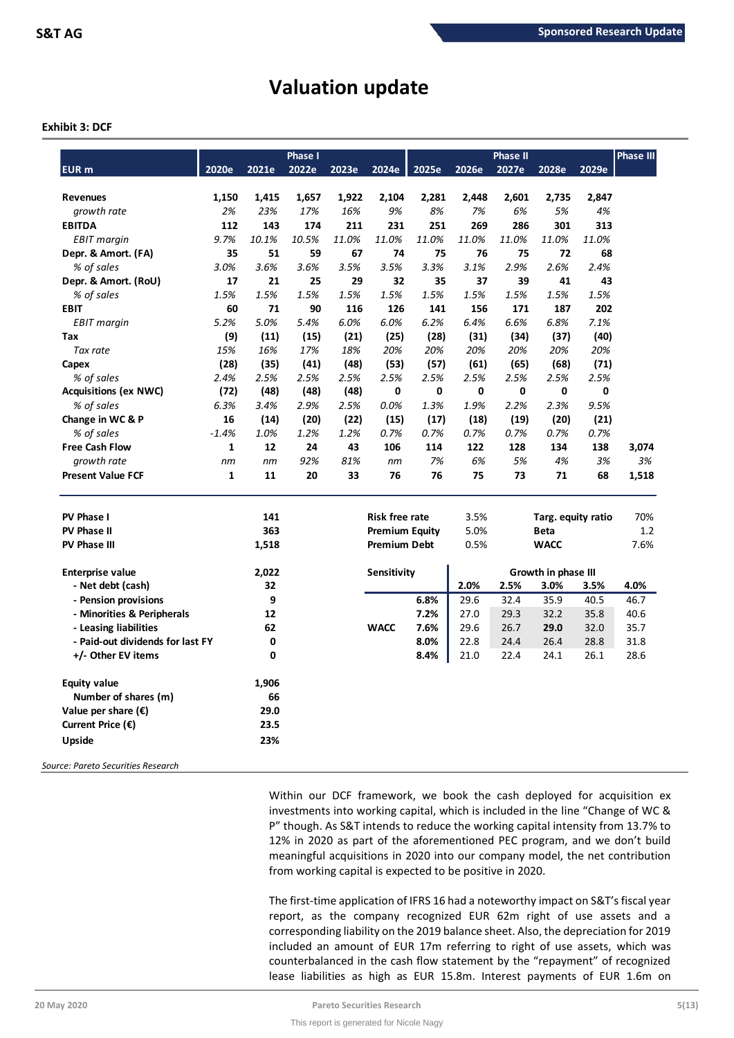# Valuation update

**Exhibit 3: DCF**

| EUR m | 2020e | 2021e | 2022e | 2023e | 2024e | 2025e | 2026e | 2027e | 2028e | 2029e | Phase III |
|---|---|---|---|---|---|---|---|---|---|---|---|
| | Phase I | | | | | Phase II | | | | | |
| **Revenues** | 1,150 | 1,415 | 1,657 | 1,922 | 2,104 | 2,281 | 2,448 | 2,601 | 2,735 | 2,847 | |
| *growth rate* | *2%* | *23%* | *17%* | *16%* | *9%* | *8%* | *7%* | *6%* | *5%* | *4%* | |
| **EBITDA** | 112 | 143 | 174 | 211 | 231 | 251 | 269 | 286 | 301 | 313 | |
| *EBIT margin* | *9.7%* | *10.1%* | *10.5%* | *11.0%* | *11.0%* | *11.0%* | *11.0%* | *11.0%* | *11.0%* | *11.0%* | |
| **Depr. & Amort. (FA)** | 35 | 51 | 59 | 67 | 74 | 75 | 76 | 75 | 72 | 68 | |
| *% of sales* | *3.0%* | *3.6%* | *3.6%* | *3.5%* | *3.5%* | *3.3%* | *3.1%* | *2.9%* | *2.6%* | *2.4%* | |
| **Depr. & Amort. (RoU)** | 17 | 21 | 25 | 29 | 32 | 35 | 37 | 39 | 41 | 43 | |
| *% of sales* | *1.5%* | *1.5%* | *1.5%* | *1.5%* | *1.5%* | *1.5%* | *1.5%* | *1.5%* | *1.5%* | *1.5%* | |
| **EBIT** | 60 | 71 | 90 | 116 | 126 | 141 | 156 | 171 | 187 | 202 | |
| *EBIT margin* | *5.2%* | *5.0%* | *5.4%* | *6.0%* | *6.0%* | *6.2%* | *6.4%* | *6.6%* | *6.8%* | *7.1%* | |
| **Tax** | (9) | (11) | (15) | (21) | (25) | (28) | (31) | (34) | (37) | (40) | |
| *Tax rate* | *15%* | *16%* | *17%* | *18%* | *20%* | *20%* | *20%* | *20%* | *20%* | *20%* | |
| **Capex** | (28) | (35) | (41) | (48) | (53) | (57) | (61) | (65) | (68) | (71) | |
| *% of sales* | *2.4%* | *2.5%* | *2.5%* | *2.5%* | *2.5%* | *2.5%* | *2.5%* | *2.5%* | *2.5%* | *2.5%* | |
| **Acquisitions (ex NWC)** | (72) | (48) | (48) | (48) | 0 | 0 | 0 | 0 | 0 | 0 | |
| *% of sales* | *6.3%* | *3.4%* | *2.9%* | *2.5%* | *0.0%* | *1.3%* | *1.9%* | *2.2%* | *2.3%* | *9.5%* | |
| **Change in WC & P** | 16 | (14) | (20) | (22) | (15) | (17) | (18) | (19) | (20) | (21) | |
| *% of sales* | *-1.4%* | *1.0%* | *1.2%* | *1.2%* | *0.7%* | *0.7%* | *0.7%* | *0.7%* | *0.7%* | *0.7%* | |
| **Free Cash Flow** | 1 | 12 | 24 | 43 | 106 | 114 | 122 | 128 | 134 | 138 | 3,074 |
| *growth rate* | *nm* | *nm* | *92%* | *81%* | *nm* | *7%* | *6%* | *5%* | *4%* | *3%* | *3%* |
| **Present Value FCF** | 1 | 11 | 20 | 33 | 76 | 76 | 75 | 73 | 71 | 68 | 1,518 |

| | |
|---|---|
| **PV Phase I** | 141 |
| **PV Phase II** | 363 |
| **PV Phase III** | 1,518 |
| **Enterprise value** | 2,022 |
| **- Net debt (cash)** | 32 |
| **- Pension provisions** | 9 |
| **- Minorities & Peripherals** | 12 |
| **- Leasing liabilities** | 62 |
| **- Paid-out dividends for last FY** | 0 |
| **+/- Other EV items** | 0 |
| **Equity value** | 1,906 |
| **Number of shares (m)** | 66 |
| **Value per share (€)** | 29.0 |
| **Current Price (€)** | 23.5 |
| **Upside** | 23% |

| | | | |
|---|---|---|---|
| **Risk free rate** | 3.5% | **Targ. equity ratio** | 70% |
| **Premium Equity** | 5.0% | **Beta** | 1.2 |
| **Premium Debt** | 0.5% | **WACC** | 7.6% |

| Sensitivity | | Growth in phase III | | | | |
|---|---|---|---|---|---|---|
| | | **2.0%** | **2.5%** | **3.0%** | **3.5%** | **4.0%** |
| | **6.8%** | 29.6 | 32.4 | 35.9 | 40.5 | 46.7 |
| | **7.2%** | 27.0 | 29.3 | 32.2 | 35.8 | 40.6 |
| **WACC** | **7.6%** | 29.6 | 26.7 | **29.0** | 32.0 | 35.7 |
| | **8.0%** | 22.8 | 24.4 | 26.4 | 28.8 | 31.8 |
| | **8.4%** | 21.0 | 22.4 | 24.1 | 26.1 | 28.6 |

*Source: Pareto Securities Research*

Within our DCF framework, we book the cash deployed for acquisition ex investments into working capital, which is included in the line "Change of WC & P" though. As S&T intends to reduce the working capital intensity from 13.7% to 12% in 2020 as part of the aforementioned PEC program, and we don't build meaningful acquisitions in 2020 into our company model, the net contribution from working capital is expected to be positive in 2020.

The first-time application of IFRS 16 had a noteworthy impact on S&T's fiscal year report, as the company recognized EUR 62m right of use assets and a corresponding liability on the 2019 balance sheet. Also, the depreciation for 2019 included an amount of EUR 17m referring to right of use assets, which was counterbalanced in the cash flow statement by the "repayment" of recognized lease liabilities as high as EUR 15.8m. Interest payments of EUR 1.6m on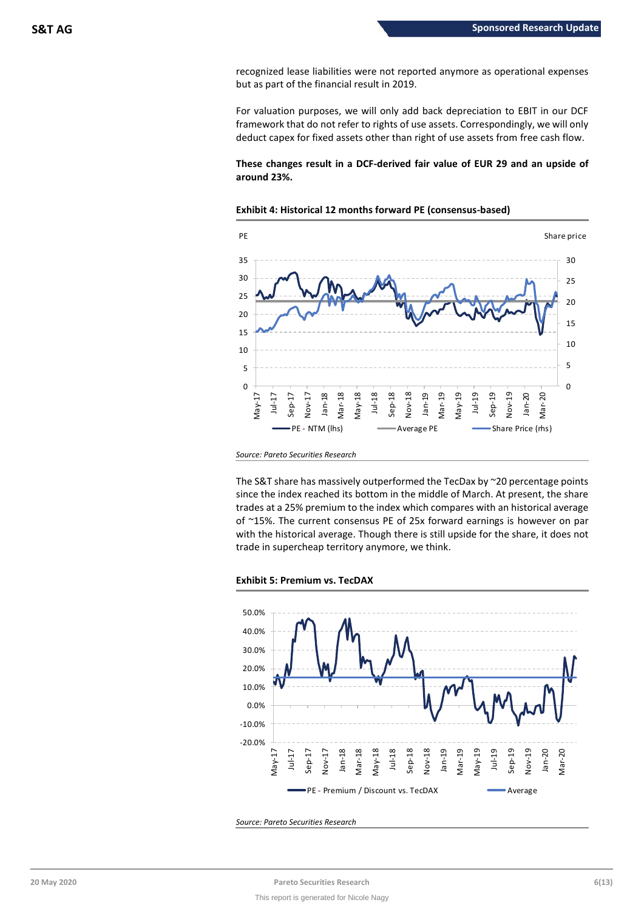recognized lease liabilities were not reported anymore as operational expenses but as part of the financial result in 2019.

For valuation purposes, we will only add back depreciation to EBIT in our DCF framework that do not refer to rights of use assets. Correspondingly, we will only deduct capex for fixed assets other than right of use assets from free cash flow.

**These changes result in a DCF-derived fair value of EUR 29 and an upside of around 23%.**

**Exhibit 4: Historical 12 months forward PE (consensus-based)**

*Source: Pareto Securities Research*

The S&T share has massively outperformed the TecDax by ~20 percentage points since the index reached its bottom in the middle of March. At present, the share trades at a 25% premium to the index which compares with an historical average of ~15%. The current consensus PE of 25x forward earnings is however on par with the historical average. Though there is still upside for the share, it does not trade in supercheap territory anymore, we think.

**Exhibit 5: Premium vs. TecDAX**

*Source: Pareto Securities Research*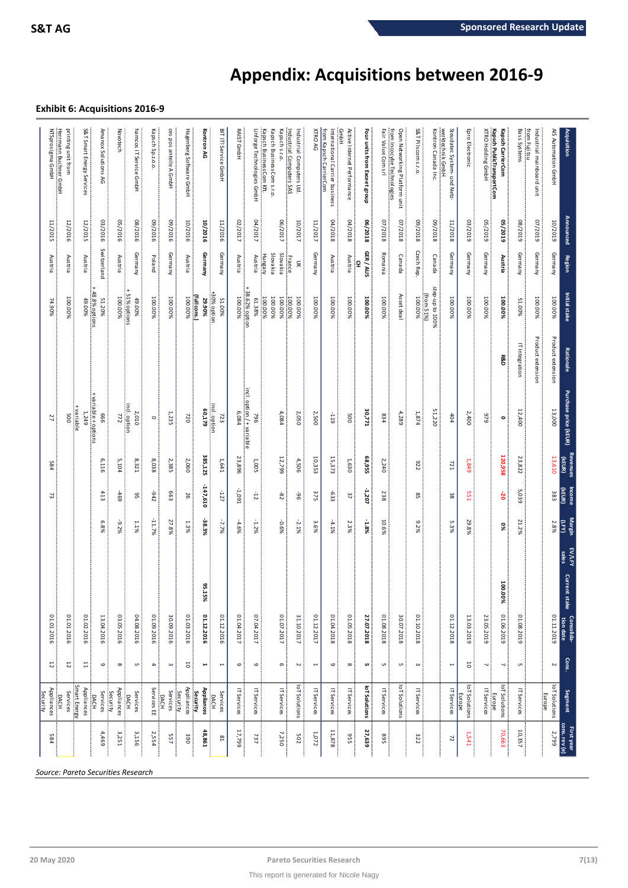# Appendix: Acquisitions between 2016-9

**Exhibit 6: Acquisitions 2016-9**

| Acquisition | Announced | Region | Initial stake | Rationale | Purchase price (kEUR) | Revenues (kEUR) | Income (kEUR) | Margin (LFY) | EV/LFY sales | Current stake | Consolidation date | Cons. | Segment | First year cons. rev (e) |
|---|---|---|---|---|---|---|---|---|---|---|---|---|---|---|
| AIS Automation GmbH | 10/2019 | Germany | 100.00% | | 13,000 | 13,610 | 383 | 2.8% | | | 01.11.2019 | 2 | IoT Solutions Europe | 2,799 |
| Industrial mainboard unit from Fujitsu | 07/2019 | Germany | 100.00% | Product extension | | | | | | | | | | |
| Bass Systems | 08/2019 | Germany | 51.00% | IT Integration | 12,400 | 23,822 | 5,039 | 21.2% | | | 01.08.2019 | 5 | IT Services | 10,357 |
| **Kapsch CarrierCom Kapsch PublicTransportCom** | **05/2019** | **Austria** | **100.00%** | **R&D** | **0** | **120,958** | **-20** | **0%** | | **100.00%** | **01.06.2019** | **7** | **IoT Solutions Europe** | **70,663** |
| XTRO Holding GmbH | 05/2019 | Germany | 100.00% | | 679 | | | | | | 23.05.2019 | 7 | IT Services | |
| Epro Electronic | 03/2019 | Germany | 100.00% | | 2,400 | 1,849 | 551 | 29.8% | | | 13.03.2019 | 10 | IoT Solutions Europe | 1,541 |
| Steudatec System- und Netzwerktechnik GmbH | 11/2018 | Germany | 100.00% | | 404 | 721 | 38 | 5.3% | | | 01.12.2018 | 1 | IT Services | 72 |
| Kontron Canada Inc. | 09/2018 | Canada | step-up to 100% (from 51%) | | 51,220 | | | | | | | | | |
| S&T Pliscom s.r.o. | 09/2018 | Czech Rep. | 100.00% | | 1,874 | 922 | 85 | 9.2% | | | 01.10.2018 | 3 | IT Services | 322 |
| Open Networking Platform unit from Incocybe Technologies | 07/2018 | Canada | Asset deal | | 4,289 | | | | | | 30.07.2018 | 5 | IoT Solutions | |
| Fair Value Com srl | 07/2018 | Romania | 100.00% | | 834 | 2,240 | 238 | 10.6% | | | 01.08.2018 | 5 | IT Services | 895 |
| **Four units from Exceet group** | **06/2018** | **GER / AUS / CH** | **100.00%** | | **30,771** | **68,955** | **-1,207** | **-1.8%** | | | **27.07.2018** | **5** | **IoT Solutions** | **27,639** |
| Active Internet Performance GmbH | 04/2018 | Austria | 100.00% | | 500 | 1,630 | 37 | 2.3% | | | 01.05.2018 | 8 | IT Services | 955 |
| International Carrier business from Kapsch CarrierCom | 04/2018 | Austria | 100.00% | | -119 | 15,373 | -633 | -4.1% | | | 01.04.2018 | 9 | IT Services | 11,878 |
| XTRO AG | 11/2017 | Germany | 100.00% | | 2,500 | 10,353 | 375 | 3.6% | | | 01.12.2017 | 1 | IT Services | 1,072 |
| Industrial Computers Ltd. Industrial Computers SAS | 10/2017 | UK France | 100.00% 100.00% | | 2,050 | 4,506 | -96 | -2.1% | | | 31.10.2017 | 2 | IoT Solutions | 502 |
| Kapsch s.r.o. Kapsch BusinessCom s.r.o. Kapsch BusinessCom Kft. | 06/2017 | Slovakia Slovakia Hungary | 100.00% 100.00% 100.00% | | 4,084 | 12,799 | -82 | -0.6% | | | 01.07.2017 | 6 | IT Services | 7,250 |
| Linforge Technologies GmbH | 04/2017 | Austria | 61.38% + 38.62% option | | 796 incl. option / + variable | 1,005 | -12 | -1.2% | | | 07.04.2017 | 9 | IT Services | 737 |
| RAIST GmbH | 02/2017 | Austria | 100.00% | | 6,084 | 23,896 | -1,091 | -4.6% | | | 01.04.2017 | 9 | IT Services | 17,799 |
| BIT IT Service GmbH | 11/2016 | Germany | 51.00% +49% option | | 723 incl. option | 1,641 | -127 | -7.7% | | | 01.12.2016 | 1 | Services DACH | 81 |
| **Kontron AG** | **10/2016** | **Germany** | **29.90% (full cons.)** | | **60,179** | **385,125** | **-147,610** | **-38.3%** | | **95.15%** | **01.12.2016** | **1** | **Appliances Security** | **48,861** |
| Hagenberg Software GmbH | 10/2016 | Austria | 100.00% | | 720 | 2,060 | 26 | 1.3% | | | 01.03.2016 | 10 | Appliances Security | 390 |
| ces pos anteile A GmbH | 09/2016 | Germany | 100.00% | | 1,235 | 2,385 | 663 | 27.8% | | | 30.09.2016 | 3 | Services DACH | 557 |
| Kapsch Sp.z.o.o. | 09/2016 | Poland | 100.00% | | 0 | 8,038 | -942 | -11.7% | | | 01.09.2016 | 4 | Services EE | 2,554 |
| hamcos IT Service GmbH | 08/2016 | Germany | 49.00% +51% options | | 2,010 incl. option | 8,321 | 95 | 1.1% | | | 04.08.2016 | 5 | Services DACH | 3,156 |
| Novotech | 05/2016 | Austria | 100.00% | | 772 | 5,104 | -469 | -9.2% | | | 03.05.2016 | 8 | Appliances Security | 3,251 |
| Amanox Solutions AG | 03/2016 | Switzerland | 51.20% + 48.8% options | | 666 + variable + options | 6,116 | 413 | 6.8% | | | 13.04.2016 | 9 | Services DACH | 4,469 |
| S&T Smart Energy Services | 12/2015 | Austria | 49.00% | | 1,249 + variable | | | | | | 01.02.2016 | 11 | Appliances Smart Energy | |
| printing unit from Herrmann Buchner GmbH | 12/2016 | Austria | 100.00% | | 500 | | | | | | 01.01.2016 | 12 | Services DACH | |
| NTSprosigma GmbH | 11/2015 | Austria | 74.90% | | 27 | 584 | 73 | | | | 01.01.2016 | 12 | Appliances Security | 584 |

*Source: Pareto Securities Research*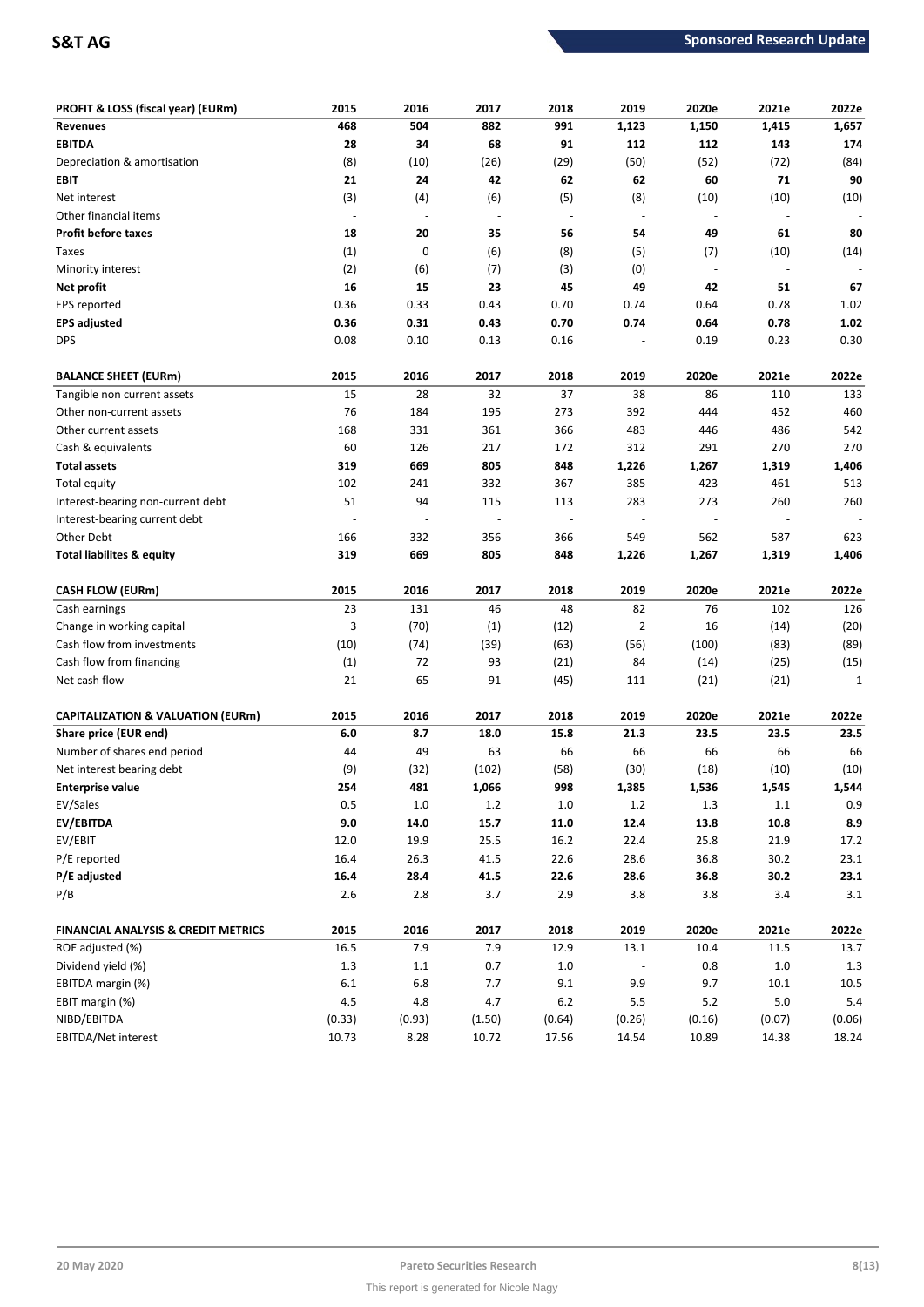| PROFIT & LOSS (fiscal year) (EURm) | 2015 | 2016 | 2017 | 2018 | 2019 | 2020e | 2021e | 2022e |
|---|---|---|---|---|---|---|---|---|
| **Revenues** | **468** | **504** | **882** | **991** | **1,123** | **1,150** | **1,415** | **1,657** |
| **EBITDA** | **28** | **34** | **68** | **91** | **112** | **112** | **143** | **174** |
| Depreciation & amortisation | (8) | (10) | (26) | (29) | (50) | (52) | (72) | (84) |
| **EBIT** | **21** | **24** | **42** | **62** | **62** | **60** | **71** | **90** |
| Net interest | (3) | (4) | (6) | (5) | (8) | (10) | (10) | (10) |
| Other financial items | - | - | - | - | - | - | - | - |
| **Profit before taxes** | **18** | **20** | **35** | **56** | **54** | **49** | **61** | **80** |
| Taxes | (1) | 0 | (6) | (8) | (5) | (7) | (10) | (14) |
| Minority interest | (2) | (6) | (7) | (3) | (0) | - | - | - |
| **Net profit** | **16** | **15** | **23** | **45** | **49** | **42** | **51** | **67** |
| EPS reported | 0.36 | 0.33 | 0.43 | 0.70 | 0.74 | 0.64 | 0.78 | 1.02 |
| **EPS adjusted** | **0.36** | **0.31** | **0.43** | **0.70** | **0.74** | **0.64** | **0.78** | **1.02** |
| DPS | 0.08 | 0.10 | 0.13 | 0.16 | - | 0.19 | 0.23 | 0.30 |

| BALANCE SHEET (EURm) | 2015 | 2016 | 2017 | 2018 | 2019 | 2020e | 2021e | 2022e |
|---|---|---|---|---|---|---|---|---|
| Tangible non current assets | 15 | 28 | 32 | 37 | 38 | 86 | 110 | 133 |
| Other non-current assets | 76 | 184 | 195 | 273 | 392 | 444 | 452 | 460 |
| Other current assets | 168 | 331 | 361 | 366 | 483 | 446 | 486 | 542 |
| Cash & equivalents | 60 | 126 | 217 | 172 | 312 | 291 | 270 | 270 |
| **Total assets** | **319** | **669** | **805** | **848** | **1,226** | **1,267** | **1,319** | **1,406** |
| Total equity | 102 | 241 | 332 | 367 | 385 | 423 | 461 | 513 |
| Interest-bearing non-current debt | 51 | 94 | 115 | 113 | 283 | 273 | 260 | 260 |
| Interest-bearing current debt | - | - | - | - | - | - | - | - |
| Other Debt | 166 | 332 | 356 | 366 | 549 | 562 | 587 | 623 |
| **Total liabilites & equity** | **319** | **669** | **805** | **848** | **1,226** | **1,267** | **1,319** | **1,406** |

| CASH FLOW (EURm) | 2015 | 2016 | 2017 | 2018 | 2019 | 2020e | 2021e | 2022e |
|---|---|---|---|---|---|---|---|---|
| Cash earnings | 23 | 131 | 46 | 48 | 82 | 76 | 102 | 126 |
| Change in working capital | 3 | (70) | (1) | (12) | 2 | 16 | (14) | (20) |
| Cash flow from investments | (10) | (74) | (39) | (63) | (56) | (100) | (83) | (89) |
| Cash flow from financing | (1) | 72 | 93 | (21) | 84 | (14) | (25) | (15) |
| Net cash flow | 21 | 65 | 91 | (45) | 111 | (21) | (21) | 1 |

| CAPITALIZATION & VALUATION (EURm) | 2015 | 2016 | 2017 | 2018 | 2019 | 2020e | 2021e | 2022e |
|---|---|---|---|---|---|---|---|---|
| **Share price (EUR end)** | **6.0** | **8.7** | **18.0** | **15.8** | **21.3** | **23.5** | **23.5** | **23.5** |
| Number of shares end period | 44 | 49 | 63 | 66 | 66 | 66 | 66 | 66 |
| Net interest bearing debt | (9) | (32) | (102) | (58) | (30) | (18) | (10) | (10) |
| **Enterprise value** | **254** | **481** | **1,066** | **998** | **1,385** | **1,536** | **1,545** | **1,544** |
| EV/Sales | 0.5 | 1.0 | 1.2 | 1.0 | 1.2 | 1.3 | 1.1 | 0.9 |
| **EV/EBITDA** | **9.0** | **14.0** | **15.7** | **11.0** | **12.4** | **13.8** | **10.8** | **8.9** |
| EV/EBIT | 12.0 | 19.9 | 25.5 | 16.2 | 22.4 | 25.8 | 21.9 | 17.2 |
| P/E reported | 16.4 | 26.3 | 41.5 | 22.6 | 28.6 | 36.8 | 30.2 | 23.1 |
| **P/E adjusted** | **16.4** | **28.4** | **41.5** | **22.6** | **28.6** | **36.8** | **30.2** | **23.1** |
| P/B | 2.6 | 2.8 | 3.7 | 2.9 | 3.8 | 3.8 | 3.4 | 3.1 |

| FINANCIAL ANALYSIS & CREDIT METRICS | 2015 | 2016 | 2017 | 2018 | 2019 | 2020e | 2021e | 2022e |
|---|---|---|---|---|---|---|---|---|
| ROE adjusted (%) | 16.5 | 7.9 | 7.9 | 12.9 | 13.1 | 10.4 | 11.5 | 13.7 |
| Dividend yield (%) | 1.3 | 1.1 | 0.7 | 1.0 | - | 0.8 | 1.0 | 1.3 |
| EBITDA margin (%) | 6.1 | 6.8 | 7.7 | 9.1 | 9.9 | 9.7 | 10.1 | 10.5 |
| EBIT margin (%) | 4.5 | 4.8 | 4.7 | 6.2 | 5.5 | 5.2 | 5.0 | 5.4 |
| NIBD/EBITDA | (0.33) | (0.93) | (1.50) | (0.64) | (0.26) | (0.16) | (0.07) | (0.06) |
| EBITDA/Net interest | 10.73 | 8.28 | 10.72 | 17.56 | 14.54 | 10.89 | 14.38 | 18.24 |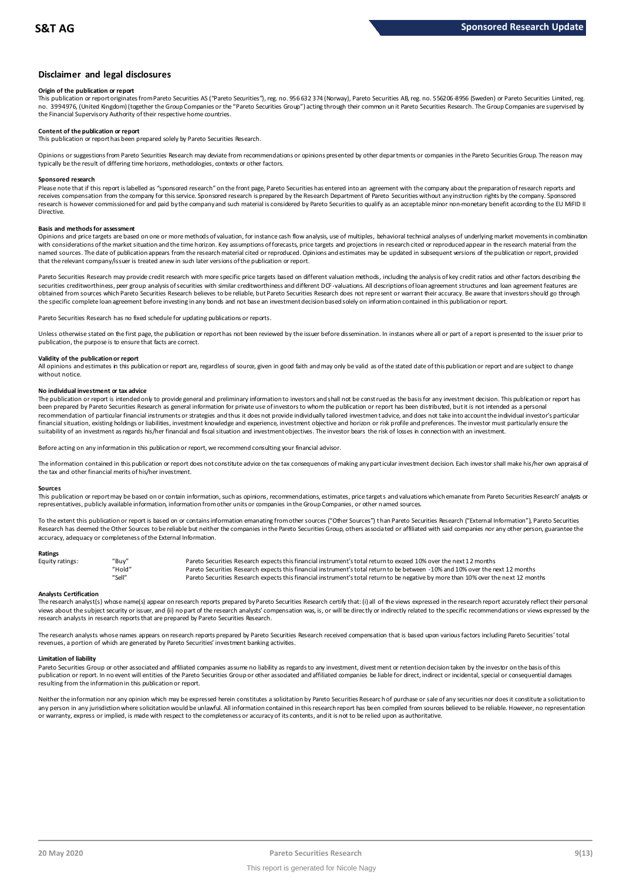# Disclaimer and legal disclosures

### Origin of the publication or report

This publication or report originates from Pareto Securities AS ("Pareto Securities"), reg. no. 956 632 374 (Norway), Pareto Securities AB, reg. no. 556206-8956 (Sweden) or Pareto Securities Limited, reg. no. 3994976, (United Kingdom) (together the Group Companies or the "Pareto Securities Group") acting through their common unit Pareto Securities Research. The Group Companies are supervised by the Financial Supervisory Authority of their respective home countries.

### Content of the publication or report

This publication or report has been prepared solely by Pareto Securities Research.

Opinions or suggestions from Pareto Securities Research may deviate from recommendations or opinions presented by other departments or companies in the Pareto Securities Group. The reason may typically be the result of differing time horizons, methodologies, contexts or other factors.

### Sponsored research

Please note that if this report is labelled as "sponsored research" on the front page, Pareto Securities has entered into an agreement with the company about the preparation of research reports and receives compensation from the company for this service. Sponsored research is prepared by the Research Department of Pareto Securities without any instruction rights by the company. Sponsored research is however commissioned for and paid by the company and such material is considered by Pareto Securities to qualify as an acceptable minor non-monetary benefit according to the EU MiFID II Directive.

### Basis and methods for assessment

Opinions and price targets are based on one or more methods of valuation, for instance cash flow analysis, use of multiples, behavioral technical analyses of underlying market movements in combination with considerations of the market situation and the time horizon. Key assumptions of forecasts, price targets and projections in research cited or reproduced appear in the research material from the named sources. The date of publication appears from the research material cited or reproduced. Opinions and estimates may be updated in subsequent versions of the publication or report, provided that the relevant company/issuer is treated anew in such later versions of the publication or report.

Pareto Securities Research may provide credit research with more specific price targets based on different valuation methods, including the analysis of key credit ratios and other factors describing the securities creditworthiness, peer group analysis of securities with similar creditworthiness and different DCF-valuations. All descriptions of loan agreement structures and loan agreement features are obtained from sources which Pareto Securities Research believes to be reliable, but Pareto Securities Research does not represent or warrant their accuracy. Be aware that investors should go through the specific complete loan agreement before investing in any bonds and not base an investment decision based solely on information contained in this publication or report.

Pareto Securities Research has no fixed schedule for updating publications or reports.

Unless otherwise stated on the first page, the publication or report has not been reviewed by the issuer before dissemination. In instances where all or part of a report is presented to the issuer prior to publication, the purpose is to ensure that facts are correct.

### Validity of the publication or report

All opinions and estimates in this publication or report are, regardless of source, given in good faith and may only be valid as of the stated date of this publication or report and are subject to change without notice.

### No individual investment or tax advice

The publication or report is intended only to provide general and preliminary information to investors and shall not be construed as the basis for any investment decision. This publication or report has been prepared by Pareto Securities Research as general information for private use of investors to whom the publication or report has been distributed, but it is not intended as a personal recommendation of particular financial instruments or strategies and thus it does not provide individually tailored investment advice, and does not take into account the individual investor's particular financial situation, existing holdings or liabilities, investment knowledge and experience, investment objective and horizon or risk profile and preferences. The investor must particularly ensure the suitability of an investment as regards his/her financial and fiscal situation and investment objectives. The investor bears the risk of losses in connection with an investment.

Before acting on any information in this publication or report, we recommend consulting your financial advisor.

The information contained in this publication or report does not constitute advice on the tax consequences of making any particular investment decision. Each investor shall make his/her own appraisal of the tax and other financial merits of his/her investment.

### Sources

This publication or report may be based on or contain information, such as opinions, recommendations, estimates, price targets and valuations which emanate from Pareto Securities Research' analysts or representatives, publicly available information, information from other units or companies in the Group Companies, or other named sources.

To the extent this publication or report is based on or contains information emanating from other sources ("Other Sources") than Pareto Securities Research ("External Information"), Pareto Securities Research has deemed the Other Sources to be reliable but neither the companies in the Pareto Securities Group, others associated or affiliated with said companies nor any other person, guarantee the accuracy, adequacy or completeness of the External Information.

### Ratings

| Equity ratings: | "Buy" | Pareto Securities Research expects this financial instrument's total return to exceed 10% over the next 12 months |
|---|---|---|
| | "Hold" | Pareto Securities Research expects this financial instrument's total return to be between -10% and 10% over the next 12 months |
| | "Sell" | Pareto Securities Research expects this financial instrument's total return to be negative by more than 10% over the next 12 months |

### Analysts Certification

The research analyst(s) whose name(s) appear on research reports prepared by Pareto Securities Research certify that: (i) all of the views expressed in the research report accurately reflect their personal views about the subject security or issuer, and (ii) no part of the research analysts' compensation was, is, or will be directly or indirectly related to the specific recommendations or views expressed by the research analysts in research reports that are prepared by Pareto Securities Research.

The research analysts whose names appears on research reports prepared by Pareto Securities Research received compensation that is based upon various factors including Pareto Securities' total revenues, a portion of which are generated by Pareto Securities' investment banking activities.

### Limitation of liability

Pareto Securities Group or other associated and affiliated companies assume no liability as regards to any investment, divestment or retention decision taken by the investor on the basis of this publication or report. In no event will entities of the Pareto Securities Group or other associated and affiliated companies be liable for direct, indirect or incidental, special or consequential damages resulting from the information in this publication or report.

Neither the information nor any opinion which may be expressed herein constitutes a solicitation by Pareto Securities Research of purchase or sale of any securities nor does it constitute a solicitation to any person in any jurisdiction where solicitation would be unlawful. All information contained in this research report has been compiled from sources believed to be reliable. However, no representation or warranty, express or implied, is made with respect to the completeness or accuracy of its contents, and it is not to be relied upon as authoritative.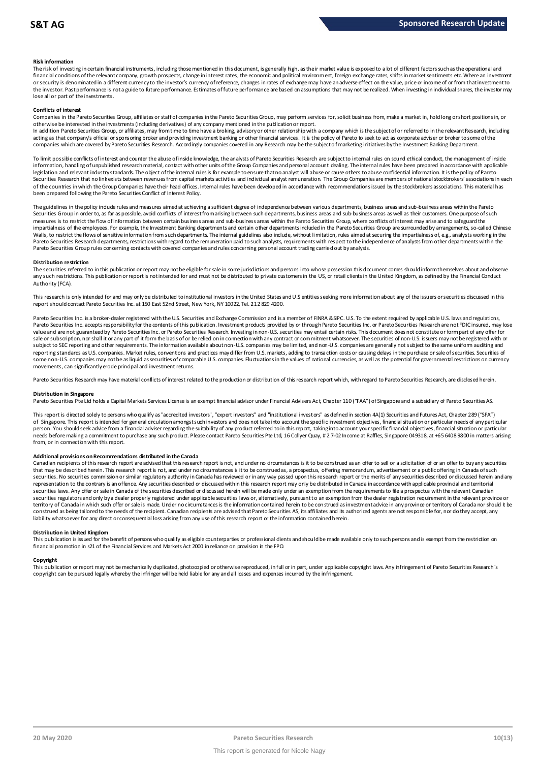**Risk information**

The risk of investing in certain financial instruments, including those mentioned in this document, is generally high, as their market value is exposed to a lot of different factors such as the operational and financial conditions of the relevant company, growth prospects, change in interest rates, the economic and political environment, foreign exchange rates, shifts in market sentiments etc. Where an investment or security is denominated in a different currency to the investor's currency of reference, changes in rates of exchange may have an adverse effect on the value, price or income of or from that investment to the investor. Past performance is not a guide to future performance. Estimates of future performance are based on assumptions that may not be realized. When investing in individual shares, the investor may lose all or part of the investments.

**Conflicts of interest**

Companies in the Pareto Securities Group, affiliates or staff of companies in the Pareto Securities Group, may perform services for, solicit business from, make a market in, hold long or short positions in, or otherwise be interested in the investments (including derivatives) of any company mentioned in the publication or report.

In addition Pareto Securities Group, or affiliates, may from time to time have a broking, advisory or other relationship with a company which is the subject of or referred to in the relevant Research, including acting as that company's official or sponsoring broker and providing investment banking or other financial services. It is the policy of Pareto to seek to act as corporate adviser or broker to some of the companies which are covered by Pareto Securities Research. Accordingly companies covered in any Research may be the subject of marketing initiatives by the Investment Banking Department.

To limit possible conflicts of interest and counter the abuse of inside knowledge, the analysts of Pareto Securities Research are subject to internal rules on sound ethical conduct, the management of inside information, handling of unpublished research material, contact with other units of the Group Companies and personal account dealing. The internal rules have been prepared in accordance with applicable legislation and relevant industry standards. The object of the internal rules is for example to ensure that no analyst will abuse or cause others to abuse confidential information. It is the policy of Pareto Securities Research that no link exists between revenues from capital markets activities and individual analyst remuneration. The Group Companies are members of national stockbrokers' associations in each of the countries in which the Group Companies have their head offices. Internal rules have been developed in accordance with recommendations issued by the stockbrokers associations. This material has been prepared following the Pareto Securities Conflict of Interest Policy.

The guidelines in the policy include rules and measures aimed at achieving a sufficient degree of independence between various departments, business areas and sub-business areas within the Pareto Securities Group in order to, as far as possible, avoid conflicts of interest from arising between such departments, business areas and sub-business areas as well as their customers. One purpose of such measures is to restrict the flow of information between certain business areas and sub-business areas within the Pareto Securities Group, where conflicts of interest may arise and to safeguard the impartialness of the employees. For example, the Investment Banking departments and certain other departments included in the Pareto Securities Group are surrounded by arrangements, so-called Chinese Walls, to restrict the flows of sensitive information from such departments. The internal guidelines also include, without limitation, rules aimed at securing the impartialness of, e.g., analysts working in the Pareto Securities Research departments, restrictions with regard to the remuneration paid to such analysts, requirements with respect to the independence of analysts from other departments within the Pareto Securities Group rules concerning contacts with covered companies and rules concerning personal account trading carried out by analysts.

**Distribution restriction**

The securities referred to in this publication or report may not be eligible for sale in some jurisdictions and persons into whose possession this document comes should inform themselves about and observe any such restrictions. This publication or report is not intended for and must not be distributed to private customers in the US, or retail clients in the United Kingdom, as defined by the Financial Conduct Authority (FCA).

This research is only intended for and may only be distributed to institutional investors in the United States and U.S entities seeking more information about any of the issuers or securities discussed in this report should contact Pareto Securities Inc. at 150 East 52nd Street, New York, NY 10022, Tel. 212 829 4200.

Pareto Securities Inc. is a broker-dealer registered with the U.S. Securities and Exchange Commission and is a member of FINRA & SIPC. U.S. To the extent required by applicable U.S. laws and regulations, Pareto Securities Inc. accepts responsibility for the contents of this publication. Investment products provided by or through Pareto Securities Inc. or Pareto Securities Research are not FDIC insured, may lose value and are not guaranteed by Pareto Securities Inc. or Pareto Securities Research. Investing in non-U.S. securities may entail certain risks. This document does not constitute or form part of any offer for sale or subscription, nor shall it or any part of it form the basis of or be relied on in connection with any contract or commitment whatsoever. The securities of non-U.S. issuers may not be registered with or subject to SEC reporting and other requirements. The information available about non-U.S. companies may be limited, and non-U.S. companies are generally not subject to the same uniform auditing and reporting standards as U.S. companies. Market rules, conventions and practices may differ from U.S. markets, adding to transaction costs or causing delays in the purchase or sale of securities. Securities of some non-U.S. companies may not be as liquid as securities of comparable U.S. companies. Fluctuations in the values of national currencies, as well as the potential for governmental restrictions on currency movements, can significantly erode principal and investment returns.

Pareto Securities Research may have material conflicts of interest related to the production or distribution of this research report which, with regard to Pareto Securities Research, are disclosed herein.

**Distribution in Singapore**

Pareto Securities Pte Ltd holds a Capital Markets Services License is an exempt financial advisor under Financial Advisers Act, Chapter 110 ("FAA") of Singapore and a subsidiary of Pareto Securities AS.

This report is directed solely to persons who qualify as "accredited investors", "expert investors" and "institutional investors" as defined in section 4A(1) Securities and Futures Act, Chapter 289 ("SFA") of Singapore. This report is intended for general circulation amongst such investors and does not take into account the specific investment objectives, financial situation or particular needs of any particular person. You should seek advice from a financial adviser regarding the suitability of any product referred to in this report, taking into account your specific financial objectives, financial situation or particular needs before making a commitment to purchase any such product. Please contact Pareto Securities Pte Ltd, 16 Collyer Quay, # 27-02 Income at Raffles, Singapore 049318, at +65 6408 9800 in matters arising from, or in connection with this report.

**Additional provisions on Recommendations distributed in the Canada**

Canadian recipients of this research report are advised that this research report is not, and under no circumstances is it to be construed as an offer to sell or a solicitation of or an offer to buy any securities that may be described herein. This research report is not, and under no circumstances is it to be construed as, a prospectus, offering memorandum, advertisement or a public offering in Canada of such securities. No securities commission or similar regulatory authority in Canada has reviewed or in any way passed upon this research report or the merits of any securities described or discussed herein and any representation to the contrary is an offence. Any securities described or discussed within this research report may only be distributed in Canada in accordance with applicable provincial and territorial securities laws. Any offer or sale in Canada of the securities described or discussed herein will be made only under an exemption from the requirements to file a prospectus with the relevant Canadian securities regulators and only by a dealer properly registered under applicable securities laws or, alternatively, pursuant to an exemption from the dealer registration requirement in the relevant province or territory of Canada in which such offer or sale is made. Under no circumstances is the information contained herein to be construed as investment advice in any province or territory of Canada nor should it be construed as being tailored to the needs of the recipient. Canadian recipients are advised that Pareto Securities AS, its affiliates and its authorized agents are not responsible for, nor do they accept, any liability whatsoever for any direct or consequential loss arising from any use of this research report or the information contained herein.

**Distribution in United Kingdom**

This publication is issued for the benefit of persons who qualify as eligible counterparties or professional clients and should be made available only to such persons and is exempt from the restriction on financial promotion in s21 of the Financial Services and Markets Act 2000 in reliance on provision in the FPO.

**Copyright**

This publication or report may not be mechanically duplicated, photocopied or otherwise reproduced, in full or in part, under applicable copyright laws. Any infringement of Pareto Securities Research´s copyright can be pursued legally whereby the infringer will be held liable for any and all losses and expenses incurred by the infringement.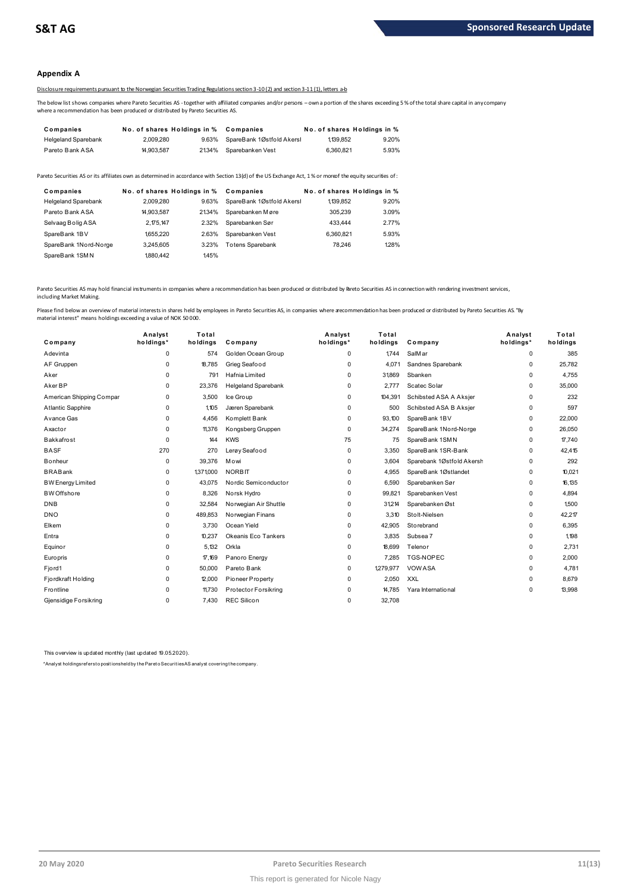## Appendix A

Disclosure requirements pursuant to the Norwegian Securities Trading Regulations section 3-10 (2) and section 3-11 (1), letters a-b

The below list shows companies where Pareto Securities AS - together with affiliated companies and/or persons – own a portion of the shares exceeding 5 % of the total share capital in any company where a recommendation has been produced or distributed by Pareto Securities AS.

| Companies | No. of shares | Holdings in % | Companies | No. of shares | Holdings in % |
|---|---|---|---|---|---|
| Helgeland Sparebank | 2,009,280 | 9.63% | SpareBank 1Østfold Akersl | 1,139,852 | 9.20% |
| Pareto Bank ASA | 14,903,587 | 21.34% | Sparebanken Vest | 6,360,821 | 5.93% |

Pareto Securities AS or its affiliates own as determined in accordance with Section 13(d) of the US Exchange Act, 1 % or more of the equity securities of :

| Companies | No. of shares | Holdings in % | Companies | No. of shares | Holdings in % |
|---|---|---|---|---|---|
| Helgeland Sparebank | 2,009,280 | 9.63% | SpareBank 1Østfold Akersl | 1,139,852 | 9.20% |
| Pareto Bank ASA | 14,903,587 | 21.34% | Sparebanken Møre | 305,239 | 3.09% |
| Selvaag Bolig ASA | 2,175,147 | 2.32% | Sparebanken Sør | 433,444 | 2.77% |
| SpareBank 1BV | 1,655,220 | 2.63% | Sparebanken Vest | 6,360,821 | 5.93% |
| SpareBank 1Nord-Norge | 3,245,605 | 3.23% | Totens Sparebank | 78,246 | 1.28% |
| SpareBank 1SMN | 1,880,442 | 1.45% | | | |

Pareto Securities AS may hold financial instruments in companies where a recommendation has been produced or distributed by Pareto Securities AS in connection with rendering investment services, including Market Making.

Please find below an overview of material interests in shares held by employees in Pareto Securities AS, in companies where a recommendation has been produced or distributed by Pareto Securities AS. "By material interest" means holdings exceeding a value of NOK 50 000.

| Company | Analyst holdings* | Total holdings | Company | Analyst holdings* | Total holdings | Company | Analyst holdings* | Total holdings |
|---|---|---|---|---|---|---|---|---|
| Adevinta | 0 | 574 | Golden Ocean Group | 0 | 1,744 | SalMar | 0 | 385 |
| AF Gruppen | 0 | 18,785 | Grieg Seafood | 0 | 4,071 | Sandnes Sparebank | 0 | 25,782 |
| Aker | 0 | 791 | Hafnia Limited | 0 | 31,869 | Sbanken | 0 | 4,755 |
| Aker BP | 0 | 23,376 | Helgeland Sparebank | 0 | 2,777 | Scatec Solar | 0 | 35,000 |
| American Shipping Compar | 0 | 3,500 | Ice Group | 0 | 104,391 | Schibsted ASA A Aksjer | 0 | 232 |
| Atlantic Sapphire | 0 | 1,105 | Jæren Sparebank | 0 | 500 | Schibsted ASA B Aksjer | 0 | 597 |
| Avance Gas | 0 | 4,456 | Komplett Bank | 0 | 93,100 | SpareBank 1BV | 0 | 22,000 |
| Axactor | 0 | 11,376 | Kongsberg Gruppen | 0 | 34,274 | SpareBank 1Nord-Norge | 0 | 26,050 |
| Bakkafrost | 0 | 144 | KWS | 75 | 75 | SpareBank 1SMN | 0 | 17,740 |
| BASF | 270 | 270 | Lerøy Seafood | 0 | 3,350 | SpareBank 1SR-Bank | 0 | 42,415 |
| Bonheur | 0 | 39,376 | Mowi | 0 | 3,604 | Sparebank 1Østfold Akersh | 0 | 292 |
| BRABank | 0 | 1,371,000 | NORBIT | 0 | 4,955 | SpareBank 1Østlandet | 0 | 10,021 |
| BW Energy Limited | 0 | 43,075 | Nordic Semiconductor | 0 | 6,590 | Sparebanken Sør | 0 | 16,135 |
| BW Offshore | 0 | 8,326 | Norsk Hydro | 0 | 99,821 | Sparebanken Vest | 0 | 4,894 |
| DNB | 0 | 32,584 | Norwegian Air Shuttle | 0 | 31,214 | Sparebanken Øst | 0 | 1,500 |
| DNO | 0 | 489,853 | Norwegian Finans | 0 | 3,310 | Stolt-Nielsen | 0 | 42,217 |
| Elkem | 0 | 3,730 | Ocean Yield | 0 | 42,905 | Storebrand | 0 | 6,395 |
| Entra | 0 | 10,237 | Okeanis Eco Tankers | 0 | 3,835 | Subsea 7 | 0 | 1,198 |
| Equinor | 0 | 5,132 | Orkla | 0 | 18,699 | Telenor | 0 | 2,731 |
| Europris | 0 | 17,169 | Panoro Energy | 0 | 7,285 | TGS-NOPEC | 0 | 2,000 |
| Fjord1 | 0 | 50,000 | Pareto Bank | 0 | 1,279,977 | VOW ASA | 0 | 4,781 |
| Fjordkraft Holding | 0 | 12,000 | Pioneer Property | 0 | 2,050 | XXL | 0 | 8,679 |
| Frontline | 0 | 11,730 | Protector Forsikring | 0 | 14,785 | Yara International | 0 | 13,998 |
| Gjensidige Forsikring | 0 | 7,430 | REC Silicon | 0 | 32,708 | | | |

This overview is updated monthly (last updated 19.05.2020).

*Analyst holdings refers to positions held by the Pareto Securities AS analyst covering the company.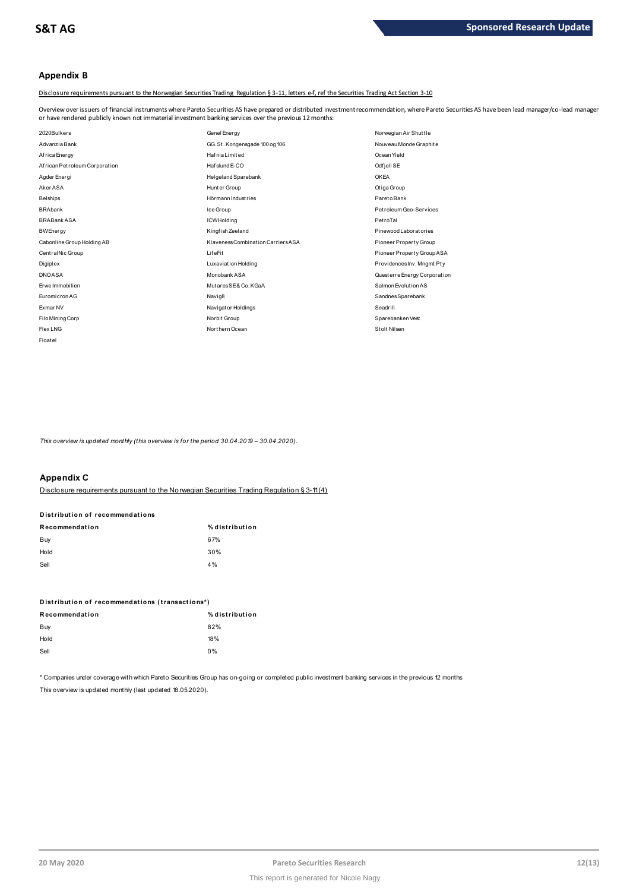## Appendix B

Disclosure requirements pursuant to the Norwegian Securities Trading Regulation § 3-11, letters e-f, ref the Securities Trading Act Section 3-10

Overview over issuers of financial instruments where Pareto Securities AS have prepared or distributed investment recommendation, where Pareto Securities AS have been lead manager/co-lead manager or have rendered publicly known not immaterial investment banking services over the previous 12 months:

| | | |
|---|---|---|
| 2020Bulkers | Genel Energy | Norwegian Air Shuttle |
| Advanzia Bank | GG. St. Kongensgade 100 og 106 | Nouveau Monde Graphite |
| Africa Energy | Hafnia Limited | Ocean Yield |
| African Petroleum Corporation | Hafslund E-CO | Odfjell SE |
| Agder Energi | Helgeland Sparebank | OKEA |
| Aker ASA | Hunter Group | Otiga Group |
| Belships | Hörmann Industries | Pareto Bank |
| BRAbank | Ice Group | Petroleum Geo-Services |
| BRABank ASA | ICWHolding | PetroTal |
| BWEnergy | Kingfish Zeeland | Pinewood Laboratories |
| Cabonline Group Holding AB | Klaveness Combination Carriers ASA | Pioneer Property Group |
| CentralNic Group | LifeFit | Pioneer Property Group ASA |
| Digiplex | Luxaviation Holding | Providences Inv. Mngmt Pty |
| DNO ASA | Monobank ASA | Questerre Energy Corporation |
| Erwe Immobilien | Mutares SE & Co. KGaA | Salmon Evolution AS |
| Euromicron AG | Navig8 | Sandnes Sparebank |
| Exmar NV | Navigator Holdings | Seadrill |
| Filo Mining Corp | Norbit Group | Sparebanken Vest |
| Flex LNG | Northern Ocean | Stolt Nilsen |
| Floatel | | |

*This overview is updated monthly (this overview is for the period 30.04.2019 – 30.04.2020).*

## Appendix C

Disclosure requirements pursuant to the Norwegian Securities Trading Regulation § 3-11(4)

**Distribution of recommendations**

| Recommendation | % distribution |
|---|---|
| Buy | 67% |
| Hold | 30% |
| Sell | 4% |

**Distribution of recommendations (transactions*)**

| Recommendation | % distribution |
|---|---|
| Buy | 82% |
| Hold | 18% |
| Sell | 0% |

* Companies under coverage with which Pareto Securities Group has on-going or completed public investment banking services in the previous 12 months

This overview is updated monthly (last updated 18.05.2020).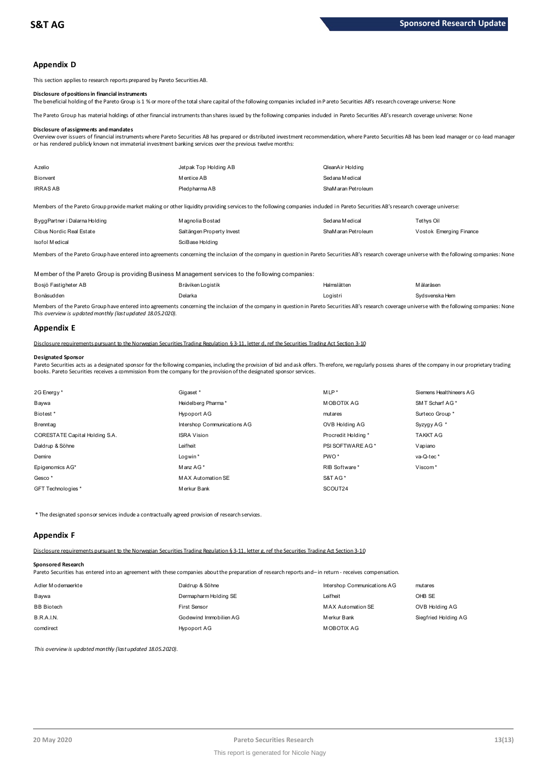## Appendix D

This section applies to research reports prepared by Pareto Securities AB.

**Disclosure of positions in financial instruments**

The beneficial holding of the Pareto Group is 1 % or more of the total share capital of the following companies included in Pareto Securities AB's research coverage universe: None

The Pareto Group has material holdings of other financial instruments than shares issued by the following companies included in Pareto Securities AB's research coverage universe: None

**Disclosure of assignments and mandates**

Overview over issuers of financial instruments where Pareto Securities AB has prepared or distributed investment recommendation, where Pareto Securities AB has been lead manager or co-lead manager or has rendered publicly known not immaterial investment banking services over the previous twelve months:

| | | |
|---|---|---|
| Azelio | Jetpak Top Holding AB | QleanAir Holding |
| Bionvent | Mentice AB | Sedana Medical |
| IRRAS AB | Pledpharma AB | ShaMaran Petroleum |

Members of the Pareto Group provide market making or other liquidity providing services to the following companies included in Pareto Securities AB's research coverage universe:

| | | | |
|---|---|---|---|
| ByggPartner i Dalarna Holding | Magnolia Bostad | Sedana Medical | Tethys Oil |
| Cibus Nordic Real Estate | Saltängen Property Invest | ShaMaran Petroleum | Vostok Emerging Finance |
| Isofol Medical | SciBase Holding | | |

Members of the Pareto Group have entered into agreements concerning the inclusion of the company in question in Pareto Securities AB's research coverage universe with the following companies: None

Member of the Pareto Group is providing Business Management services to the following companies:

| | | | |
|---|---|---|---|
| Bosjö Fastigheter AB | Bråviken Logistik | Halmslätten | Mälaråsen |
| Bonäsudden | Delarka | Logistri | Sydsvenska Hem |

Members of the Pareto Group have entered into agreements concerning the inclusion of the company in question in Pareto Securities AB's research coverage universe with the following companies: None

*This overview is updated monthly (last updated 18.05.2020).*

## Appendix E

Disclosure requirements pursuant to the Norwegian Securities Trading Regulation § 3-11, letter d, ref the Securities Trading Act Section 3-10

**Designated Sponsor**

Pareto Securities acts as a designated sponsor for the following companies, including the provision of bid and ask offers. Therefore, we regularly possess shares of the company in our proprietary trading books. Pareto Securities receives a commission from the company for the provision of the designated sponsor services.

| | | | |
|---|---|---|---|
| 2G Energy * | Gigaset * | MLP * | Siemens Healthineers AG |
| Baywa | Heidelberg Pharma * | MOBOTIX AG | SMT Scharf AG * |
| Biotest * | Hypoport AG | mutares | Surteco Group * |
| Brenntag | Intershop Communications AG | OVB Holding AG | Syzygy AG * |
| CORESTATE Capital Holding S.A. | ISRA Vision | Procredit Holding * | TAKKT AG |
| Daldrup & Söhne | Leifheit | PSI SOFTWARE AG * | Vapiano |
| Demire | Logwin * | PWO * | va-Q-tec * |
| Epigenomics AG* | Manz AG * | RIB Software * | Viscom * |
| Gesco * | MAX Automation SE | S&T AG * | |
| GFT Technologies * | Merkur Bank | SCOUT24 | |

* The designated sponsor services include a contractually agreed provision of research services.

## Appendix F

Disclosure requirements pursuant to the Norwegian Securities Trading Regulation § 3-11, letter g, ref the Securities Trading Act Section 3-10

**Sponsored Research**

Pareto Securities has entered into an agreement with these companies about the preparation of research reports and – in return - receives compensation.

| | | | |
|---|---|---|---|
| Adler Modemaerkte | Daldrup & Söhne | Intershop Communications AG | mutares |
| Baywa | Dermapharm Holding SE | Leifheit | OHB SE |
| BB Biotech | First Sensor | MAX Automation SE | OVB Holding AG |
| B.R.A.I.N. | Godewind Immobilien AG | Merkur Bank | Siegfried Holding AG |
| comdirect | Hypoport AG | MOBOTIX AG | |

*This overview is updated monthly (last updated 18.05.2020).*